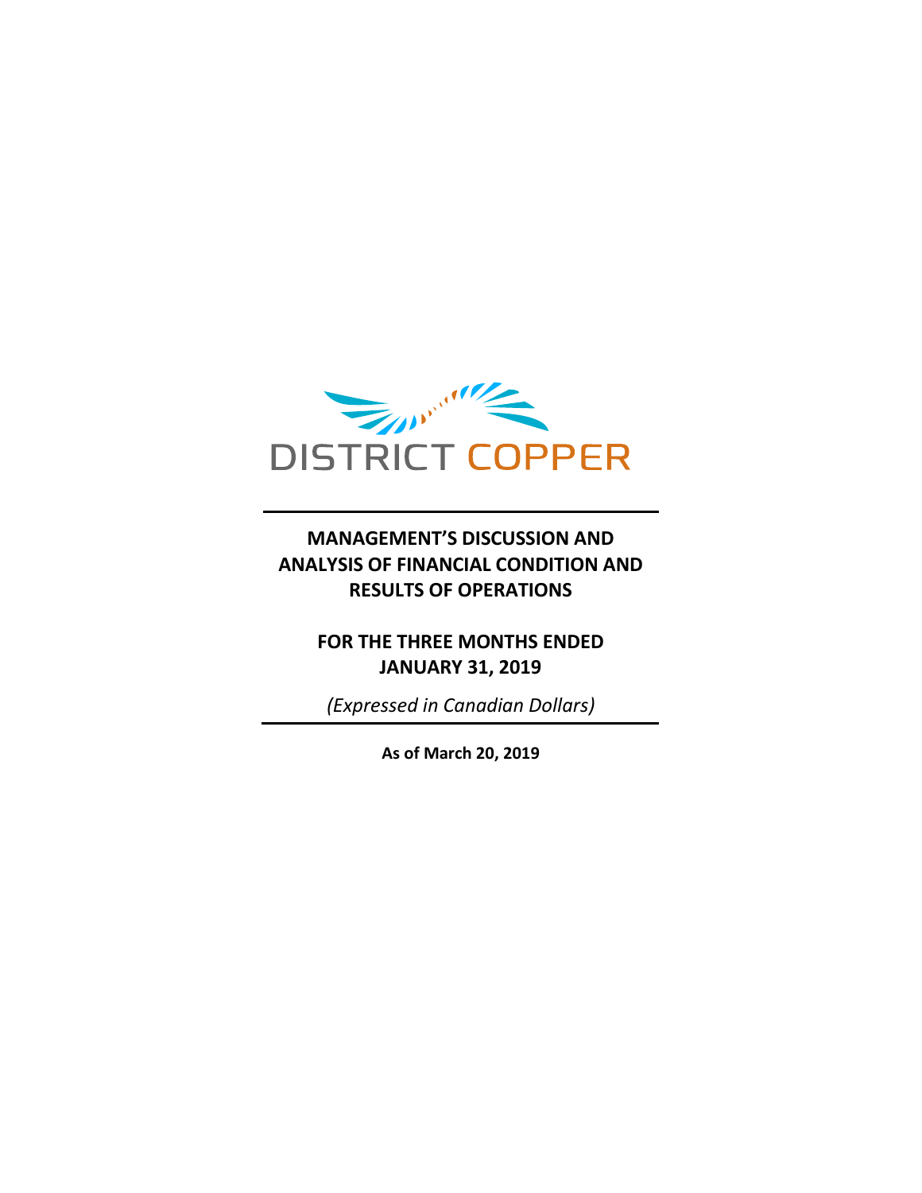DISTRICT COPPER

# MANAGEMENT'S DISCUSSION AND ANALYSIS OF FINANCIAL CONDITION AND RESULTS OF OPERATIONS

## FOR THE THREE MONTHS ENDED JANUARY 31, 2019

*(Expressed in Canadian Dollars)*

**As of March 20, 2019**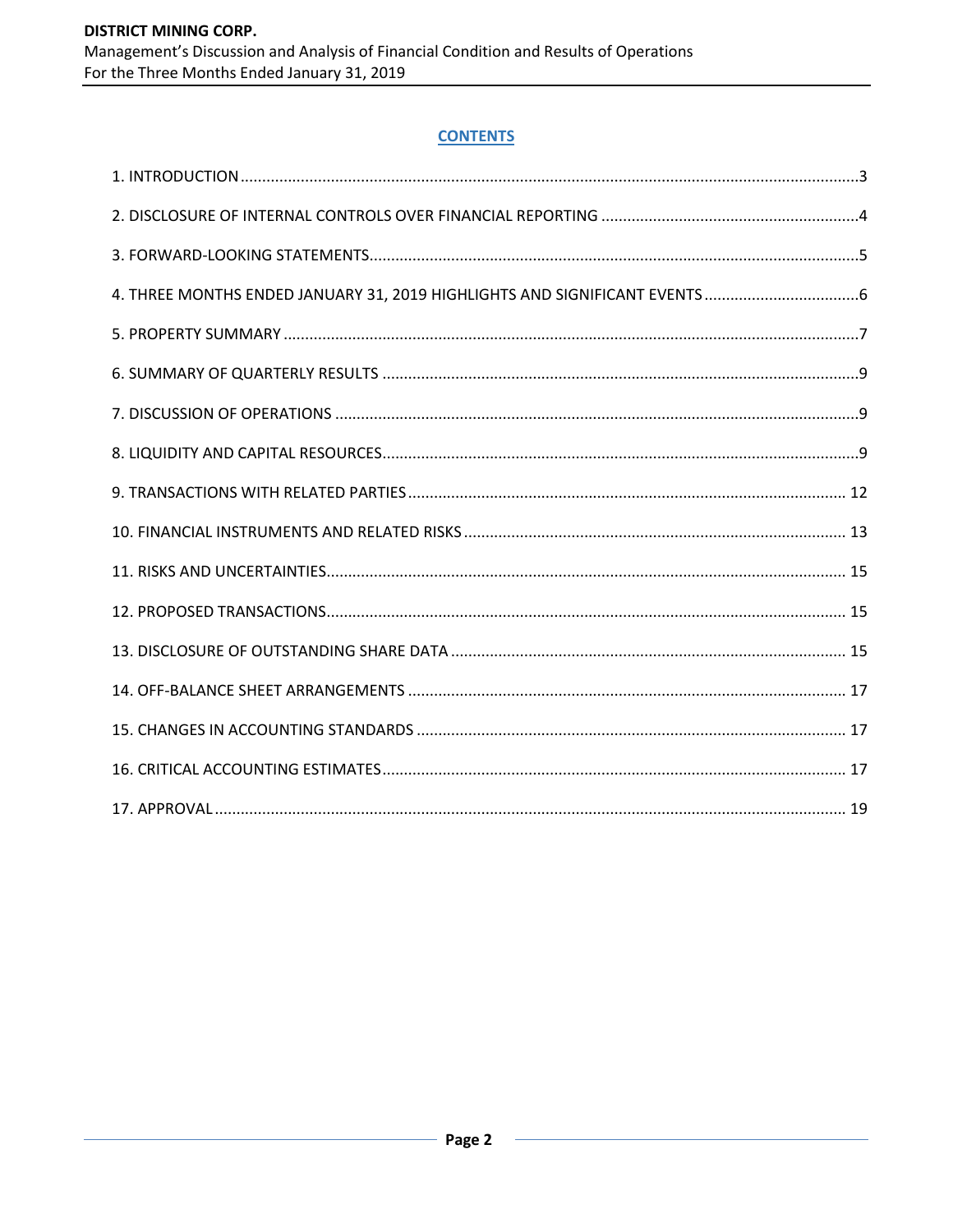## CONTENTS

1. INTRODUCTION ..................................................................................................................................3
2. DISCLOSURE OF INTERNAL CONTROLS OVER FINANCIAL REPORTING ............................................................4
3. FORWARD-LOOKING STATEMENTS.................................................................................................5
4. THREE MONTHS ENDED JANUARY 31, 2019 HIGHLIGHTS AND SIGNIFICANT EVENTS ....................................6
5. PROPERTY SUMMARY .....................................................................................................................7
6. SUMMARY OF QUARTERLY RESULTS ..............................................................................................9
7. DISCUSSION OF OPERATIONS .........................................................................................................9
8. LIQUIDITY AND CAPITAL RESOURCES..............................................................................................9
9. TRANSACTIONS WITH RELATED PARTIES ..................................................................................... 12
10. FINANCIAL INSTRUMENTS AND RELATED RISKS ......................................................................... 13
11. RISKS AND UNCERTAINTIES......................................................................................................... 15
12. PROPOSED TRANSACTIONS......................................................................................................... 15
13. DISCLOSURE OF OUTSTANDING SHARE DATA ............................................................................ 15
14. OFF-BALANCE SHEET ARRANGEMENTS ...................................................................................... 17
15. CHANGES IN ACCOUNTING STANDARDS .................................................................................... 17
16. CRITICAL ACCOUNTING ESTIMATES............................................................................................ 17
17. APPROVAL .................................................................................................................................. 19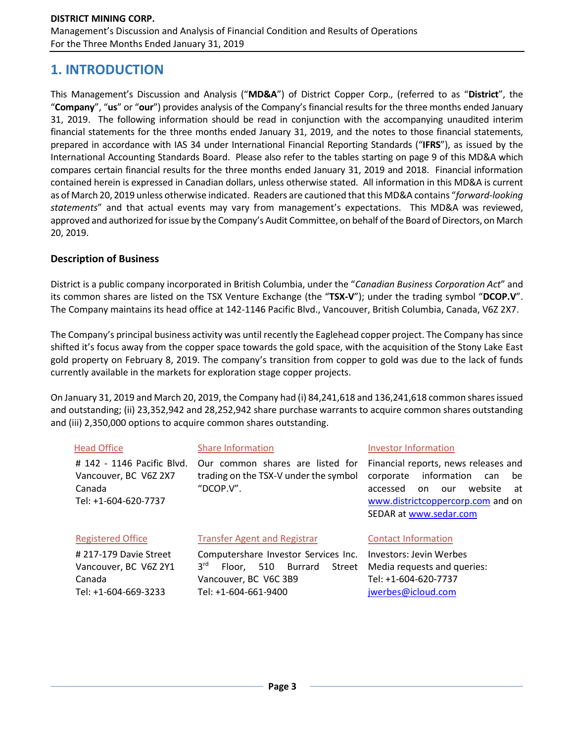# 1. INTRODUCTION

This Management's Discussion and Analysis ("**MD&A**") of District Copper Corp., (referred to as "**District**", the "**Company**", "**us**" or "**our**") provides analysis of the Company's financial results for the three months ended January 31, 2019. The following information should be read in conjunction with the accompanying unaudited interim financial statements for the three months ended January 31, 2019, and the notes to those financial statements, prepared in accordance with IAS 34 under International Financial Reporting Standards ("**IFRS**"), as issued by the International Accounting Standards Board. Please also refer to the tables starting on page 9 of this MD&A which compares certain financial results for the three months ended January 31, 2019 and 2018. Financial information contained herein is expressed in Canadian dollars, unless otherwise stated. All information in this MD&A is current as of March 20, 2019 unless otherwise indicated. Readers are cautioned that this MD&A contains "*forward-looking statements*" and that actual events may vary from management's expectations. This MD&A was reviewed, approved and authorized for issue by the Company's Audit Committee, on behalf of the Board of Directors, on March 20, 2019.

### Description of Business

District is a public company incorporated in British Columbia, under the "*Canadian Business Corporation Act*" and its common shares are listed on the TSX Venture Exchange (the "**TSX-V**"); under the trading symbol "**DCOP.V**". The Company maintains its head office at 142-1146 Pacific Blvd., Vancouver, British Columbia, Canada, V6Z 2X7.

The Company's principal business activity was until recently the Eaglehead copper project. The Company has since shifted it's focus away from the copper space towards the gold space, with the acquisition of the Stony Lake East gold property on February 8, 2019. The company's transition from copper to gold was due to the lack of funds currently available in the markets for exploration stage copper projects.

On January 31, 2019 and March 20, 2019, the Company had (i) 84,241,618 and 136,241,618 common shares issued and outstanding; (ii) 23,352,942 and 28,252,942 share purchase warrants to acquire common shares outstanding and (iii) 2,350,000 options to acquire common shares outstanding.

Head Office

# 142 - 1146 Pacific Blvd.
Vancouver, BC V6Z 2X7
Canada
Tel: +1-604-620-7737

Share Information

Our common shares are listed for trading on the TSX-V under the symbol "DCOP.V".

Investor Information

Financial reports, news releases and corporate information can be accessed on our website at www.districtcoppercorp.com and on SEDAR at www.sedar.com

Registered Office

# 217-179 Davie Street
Vancouver, BC V6Z 2Y1
Canada
Tel: +1-604-669-3233

Transfer Agent and Registrar

Computershare Investor Services Inc.
3rd Floor, 510 Burrard Street
Vancouver, BC V6C 3B9
Tel: +1-604-661-9400

Contact Information

Investors: Jevin Werbes
Media requests and queries:
Tel: +1-604-620-7737
jwerbes@icloud.com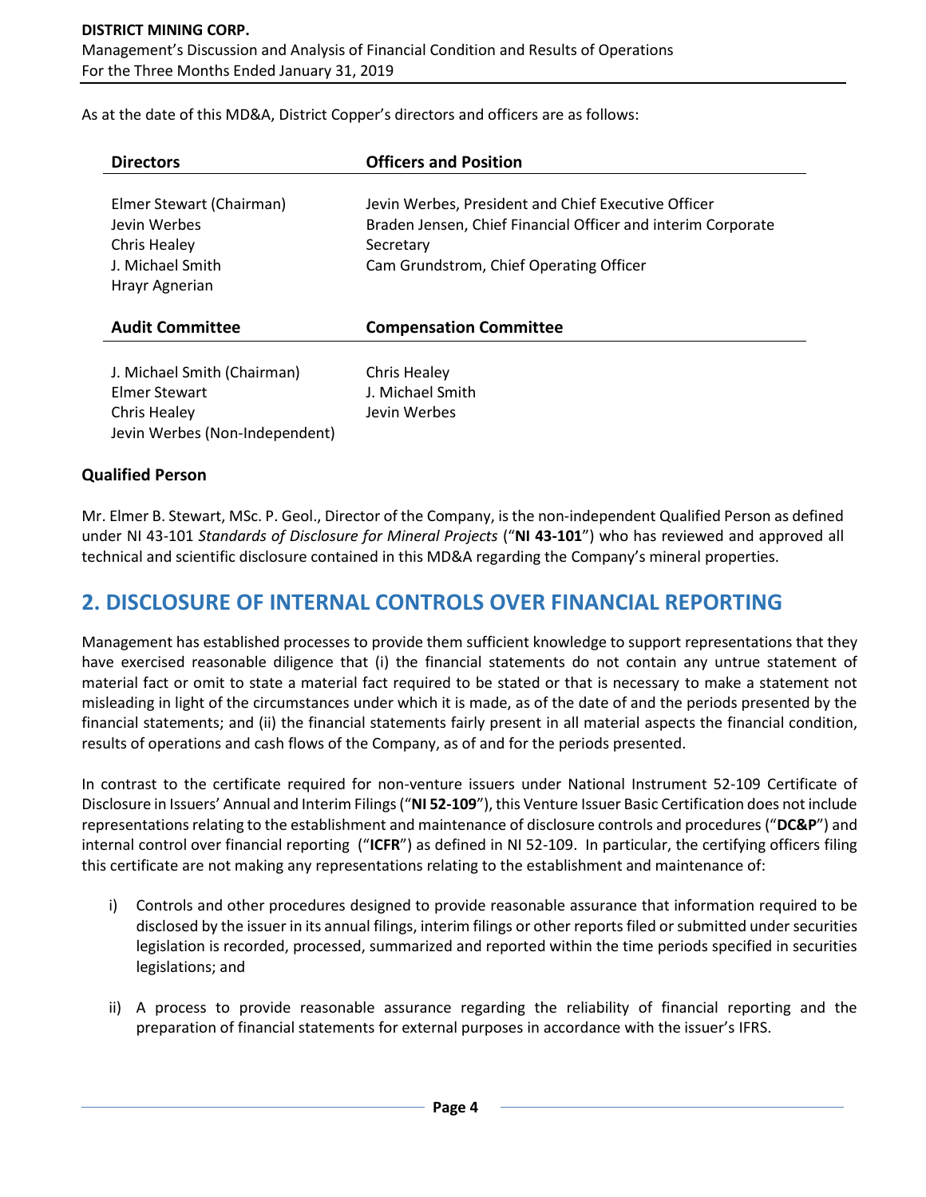As at the date of this MD&A, District Copper's directors and officers are as follows:

| Directors | Officers and Position |
|---|---|
| Elmer Stewart (Chairman)<br>Jevin Werbes<br>Chris Healey<br>J. Michael Smith<br>Hrayr Agnerian | Jevin Werbes, President and Chief Executive Officer<br>Braden Jensen, Chief Financial Officer and interim Corporate Secretary<br>Cam Grundstrom, Chief Operating Officer |

| Audit Committee | Compensation Committee |
|---|---|
| J. Michael Smith (Chairman)<br>Elmer Stewart<br>Chris Healey<br>Jevin Werbes (Non-Independent) | Chris Healey<br>J. Michael Smith<br>Jevin Werbes |

### Qualified Person

Mr. Elmer B. Stewart, MSc. P. Geol., Director of the Company, is the non-independent Qualified Person as defined under NI 43-101 *Standards of Disclosure for Mineral Projects* ("**NI 43-101**") who has reviewed and approved all technical and scientific disclosure contained in this MD&A regarding the Company's mineral properties.

## 2. DISCLOSURE OF INTERNAL CONTROLS OVER FINANCIAL REPORTING

Management has established processes to provide them sufficient knowledge to support representations that they have exercised reasonable diligence that (i) the financial statements do not contain any untrue statement of material fact or omit to state a material fact required to be stated or that is necessary to make a statement not misleading in light of the circumstances under which it is made, as of the date of and the periods presented by the financial statements; and (ii) the financial statements fairly present in all material aspects the financial condition, results of operations and cash flows of the Company, as of and for the periods presented.

In contrast to the certificate required for non-venture issuers under National Instrument 52-109 Certificate of Disclosure in Issuers' Annual and Interim Filings ("**NI 52-109**"), this Venture Issuer Basic Certification does not include representations relating to the establishment and maintenance of disclosure controls and procedures ("**DC&P**") and internal control over financial reporting ("**ICFR**") as defined in NI 52-109. In particular, the certifying officers filing this certificate are not making any representations relating to the establishment and maintenance of:

i) Controls and other procedures designed to provide reasonable assurance that information required to be disclosed by the issuer in its annual filings, interim filings or other reports filed or submitted under securities legislation is recorded, processed, summarized and reported within the time periods specified in securities legislations; and

ii) A process to provide reasonable assurance regarding the reliability of financial reporting and the preparation of financial statements for external purposes in accordance with the issuer's IFRS.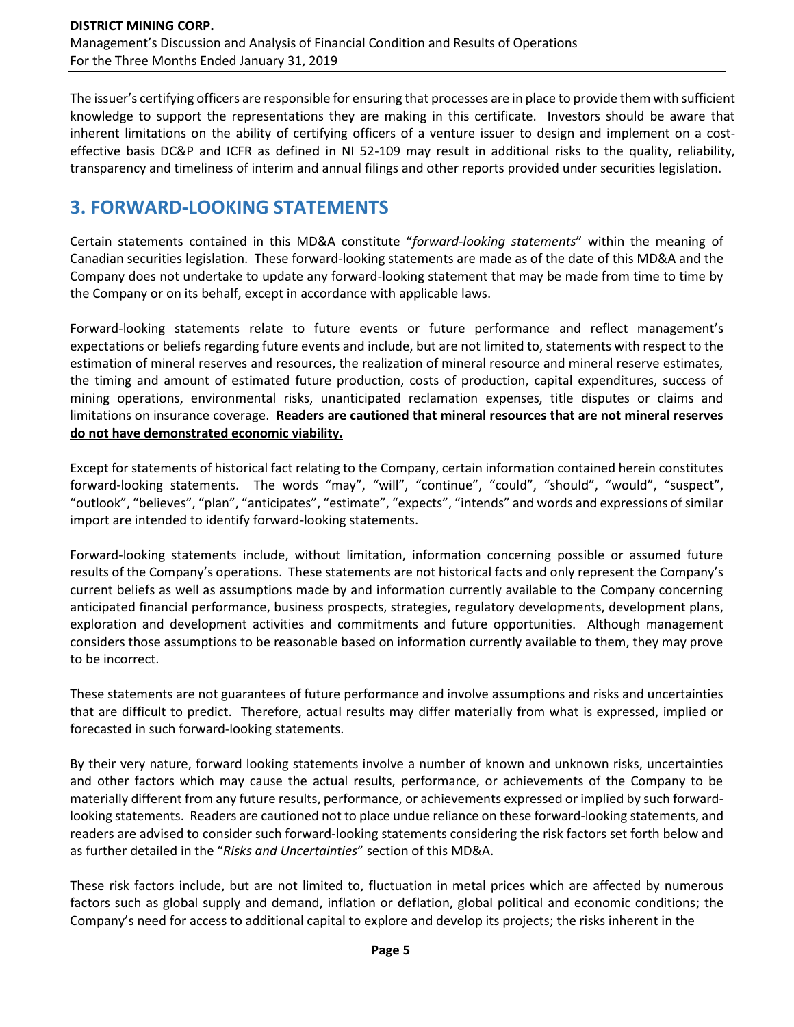The issuer's certifying officers are responsible for ensuring that processes are in place to provide them with sufficient knowledge to support the representations they are making in this certificate. Investors should be aware that inherent limitations on the ability of certifying officers of a venture issuer to design and implement on a cost-effective basis DC&P and ICFR as defined in NI 52-109 may result in additional risks to the quality, reliability, transparency and timeliness of interim and annual filings and other reports provided under securities legislation.

## 3. FORWARD-LOOKING STATEMENTS

Certain statements contained in this MD&A constitute "*forward-looking statements*" within the meaning of Canadian securities legislation. These forward-looking statements are made as of the date of this MD&A and the Company does not undertake to update any forward-looking statement that may be made from time to time by the Company or on its behalf, except in accordance with applicable laws.

Forward-looking statements relate to future events or future performance and reflect management's expectations or beliefs regarding future events and include, but are not limited to, statements with respect to the estimation of mineral reserves and resources, the realization of mineral resource and mineral reserve estimates, the timing and amount of estimated future production, costs of production, capital expenditures, success of mining operations, environmental risks, unanticipated reclamation expenses, title disputes or claims and limitations on insurance coverage. **Readers are cautioned that mineral resources that are not mineral reserves do not have demonstrated economic viability.**

Except for statements of historical fact relating to the Company, certain information contained herein constitutes forward-looking statements. The words "may", "will", "continue", "could", "should", "would", "suspect", "outlook", "believes", "plan", "anticipates", "estimate", "expects", "intends" and words and expressions of similar import are intended to identify forward-looking statements.

Forward-looking statements include, without limitation, information concerning possible or assumed future results of the Company's operations. These statements are not historical facts and only represent the Company's current beliefs as well as assumptions made by and information currently available to the Company concerning anticipated financial performance, business prospects, strategies, regulatory developments, development plans, exploration and development activities and commitments and future opportunities. Although management considers those assumptions to be reasonable based on information currently available to them, they may prove to be incorrect.

These statements are not guarantees of future performance and involve assumptions and risks and uncertainties that are difficult to predict. Therefore, actual results may differ materially from what is expressed, implied or forecasted in such forward-looking statements.

By their very nature, forward looking statements involve a number of known and unknown risks, uncertainties and other factors which may cause the actual results, performance, or achievements of the Company to be materially different from any future results, performance, or achievements expressed or implied by such forward-looking statements. Readers are cautioned not to place undue reliance on these forward-looking statements, and readers are advised to consider such forward-looking statements considering the risk factors set forth below and as further detailed in the "*Risks and Uncertainties*" section of this MD&A.

These risk factors include, but are not limited to, fluctuation in metal prices which are affected by numerous factors such as global supply and demand, inflation or deflation, global political and economic conditions; the Company's need for access to additional capital to explore and develop its projects; the risks inherent in the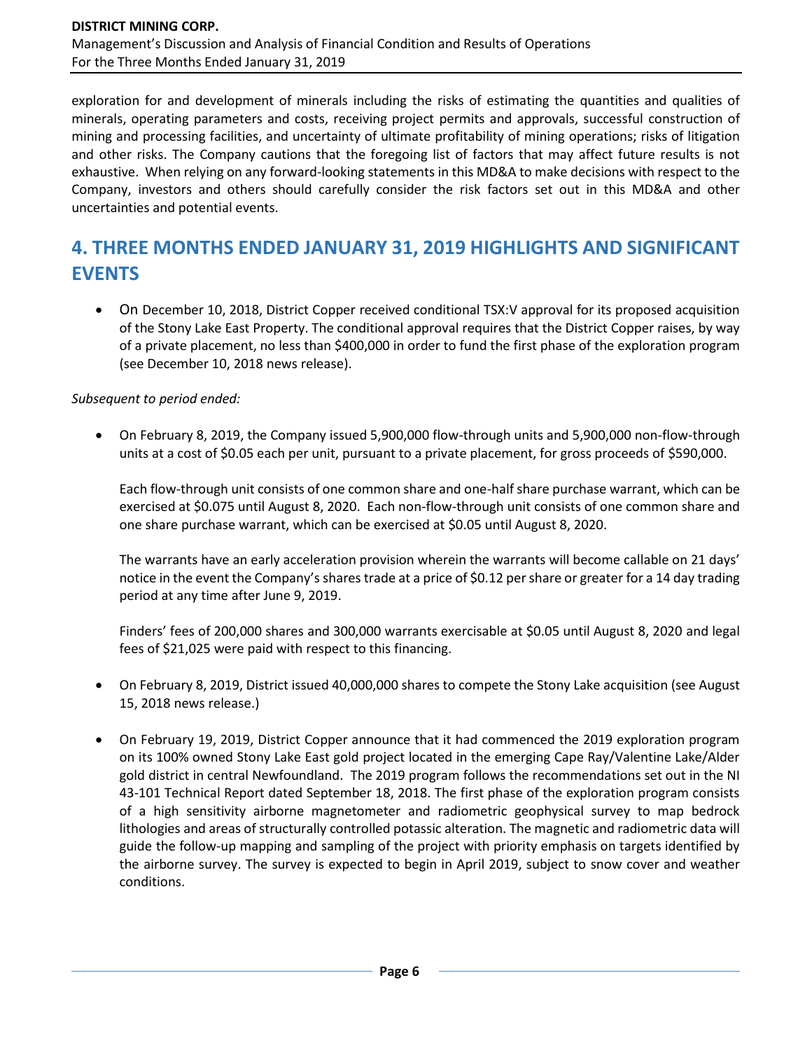exploration for and development of minerals including the risks of estimating the quantities and qualities of minerals, operating parameters and costs, receiving project permits and approvals, successful construction of mining and processing facilities, and uncertainty of ultimate profitability of mining operations; risks of litigation and other risks. The Company cautions that the foregoing list of factors that may affect future results is not exhaustive. When relying on any forward-looking statements in this MD&A to make decisions with respect to the Company, investors and others should carefully consider the risk factors set out in this MD&A and other uncertainties and potential events.

# 4. THREE MONTHS ENDED JANUARY 31, 2019 HIGHLIGHTS AND SIGNIFICANT EVENTS

- On December 10, 2018, District Copper received conditional TSX:V approval for its proposed acquisition of the Stony Lake East Property. The conditional approval requires that the District Copper raises, by way of a private placement, no less than $400,000 in order to fund the first phase of the exploration program (see December 10, 2018 news release).

*Subsequent to period ended:*

- On February 8, 2019, the Company issued 5,900,000 flow-through units and 5,900,000 non-flow-through units at a cost of $0.05 each per unit, pursuant to a private placement, for gross proceeds of $590,000.

  Each flow-through unit consists of one common share and one-half share purchase warrant, which can be exercised at $0.075 until August 8, 2020. Each non-flow-through unit consists of one common share and one share purchase warrant, which can be exercised at $0.05 until August 8, 2020.

  The warrants have an early acceleration provision wherein the warrants will become callable on 21 days' notice in the event the Company's shares trade at a price of $0.12 per share or greater for a 14 day trading period at any time after June 9, 2019.

  Finders' fees of 200,000 shares and 300,000 warrants exercisable at $0.05 until August 8, 2020 and legal fees of $21,025 were paid with respect to this financing.

- On February 8, 2019, District issued 40,000,000 shares to compete the Stony Lake acquisition (see August 15, 2018 news release.)

- On February 19, 2019, District Copper announce that it had commenced the 2019 exploration program on its 100% owned Stony Lake East gold project located in the emerging Cape Ray/Valentine Lake/Alder gold district in central Newfoundland. The 2019 program follows the recommendations set out in the NI 43-101 Technical Report dated September 18, 2018. The first phase of the exploration program consists of a high sensitivity airborne magnetometer and radiometric geophysical survey to map bedrock lithologies and areas of structurally controlled potassic alteration. The magnetic and radiometric data will guide the follow-up mapping and sampling of the project with priority emphasis on targets identified by the airborne survey. The survey is expected to begin in April 2019, subject to snow cover and weather conditions.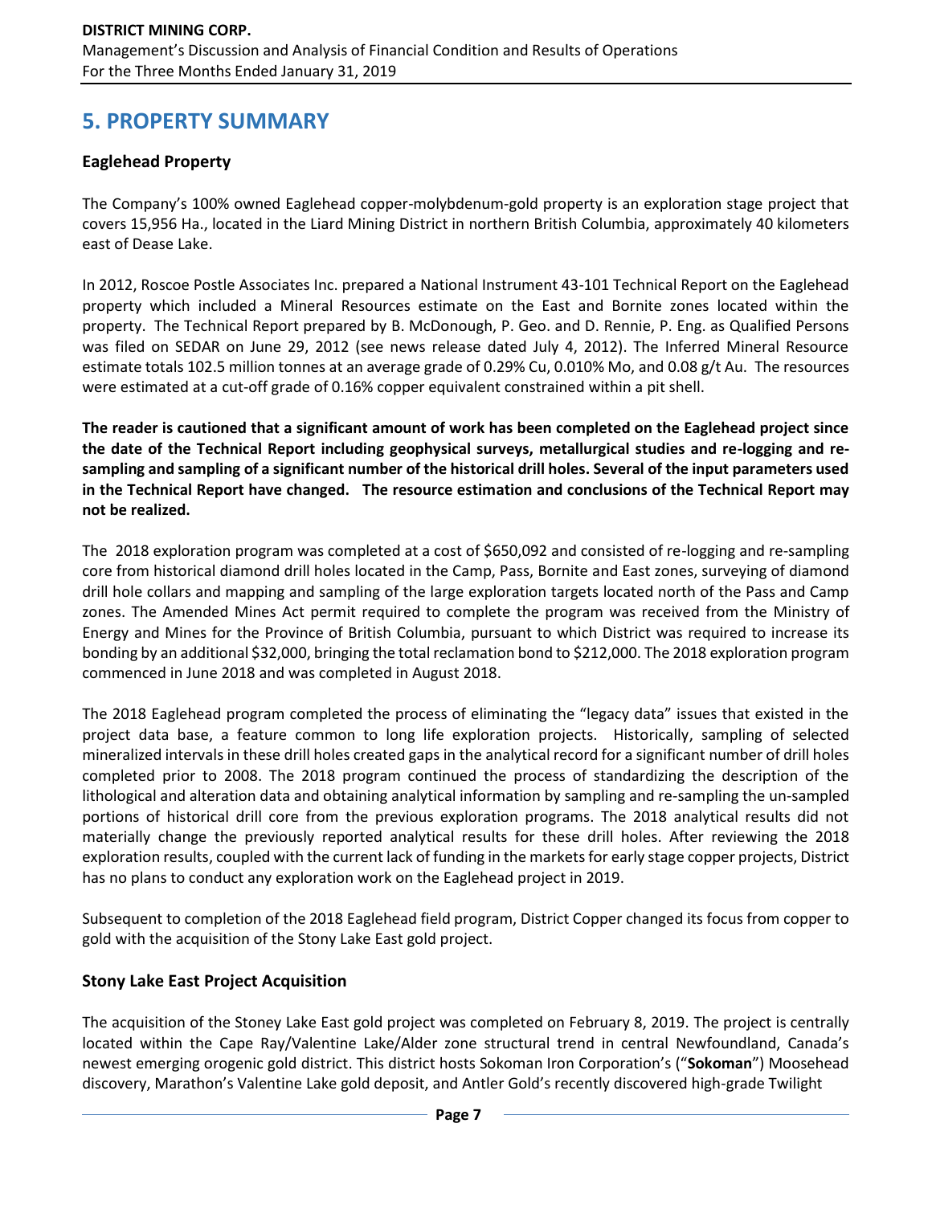## 5. PROPERTY SUMMARY

### Eaglehead Property

The Company's 100% owned Eaglehead copper-molybdenum-gold property is an exploration stage project that covers 15,956 Ha., located in the Liard Mining District in northern British Columbia, approximately 40 kilometers east of Dease Lake.

In 2012, Roscoe Postle Associates Inc. prepared a National Instrument 43-101 Technical Report on the Eaglehead property which included a Mineral Resources estimate on the East and Bornite zones located within the property. The Technical Report prepared by B. McDonough, P. Geo. and D. Rennie, P. Eng. as Qualified Persons was filed on SEDAR on June 29, 2012 (see news release dated July 4, 2012). The Inferred Mineral Resource estimate totals 102.5 million tonnes at an average grade of 0.29% Cu, 0.010% Mo, and 0.08 g/t Au. The resources were estimated at a cut-off grade of 0.16% copper equivalent constrained within a pit shell.

**The reader is cautioned that a significant amount of work has been completed on the Eaglehead project since the date of the Technical Report including geophysical surveys, metallurgical studies and re-logging and re-sampling and sampling of a significant number of the historical drill holes. Several of the input parameters used in the Technical Report have changed. The resource estimation and conclusions of the Technical Report may not be realized.**

The 2018 exploration program was completed at a cost of $650,092 and consisted of re-logging and re-sampling core from historical diamond drill holes located in the Camp, Pass, Bornite and East zones, surveying of diamond drill hole collars and mapping and sampling of the large exploration targets located north of the Pass and Camp zones. The Amended Mines Act permit required to complete the program was received from the Ministry of Energy and Mines for the Province of British Columbia, pursuant to which District was required to increase its bonding by an additional $32,000, bringing the total reclamation bond to $212,000. The 2018 exploration program commenced in June 2018 and was completed in August 2018.

The 2018 Eaglehead program completed the process of eliminating the "legacy data" issues that existed in the project data base, a feature common to long life exploration projects. Historically, sampling of selected mineralized intervals in these drill holes created gaps in the analytical record for a significant number of drill holes completed prior to 2008. The 2018 program continued the process of standardizing the description of the lithological and alteration data and obtaining analytical information by sampling and re-sampling the un-sampled portions of historical drill core from the previous exploration programs. The 2018 analytical results did not materially change the previously reported analytical results for these drill holes. After reviewing the 2018 exploration results, coupled with the current lack of funding in the markets for early stage copper projects, District has no plans to conduct any exploration work on the Eaglehead project in 2019.

Subsequent to completion of the 2018 Eaglehead field program, District Copper changed its focus from copper to gold with the acquisition of the Stony Lake East gold project.

### Stony Lake East Project Acquisition

The acquisition of the Stoney Lake East gold project was completed on February 8, 2019. The project is centrally located within the Cape Ray/Valentine Lake/Alder zone structural trend in central Newfoundland, Canada's newest emerging orogenic gold district. This district hosts Sokoman Iron Corporation's ("**Sokoman**") Moosehead discovery, Marathon's Valentine Lake gold deposit, and Antler Gold's recently discovered high-grade Twilight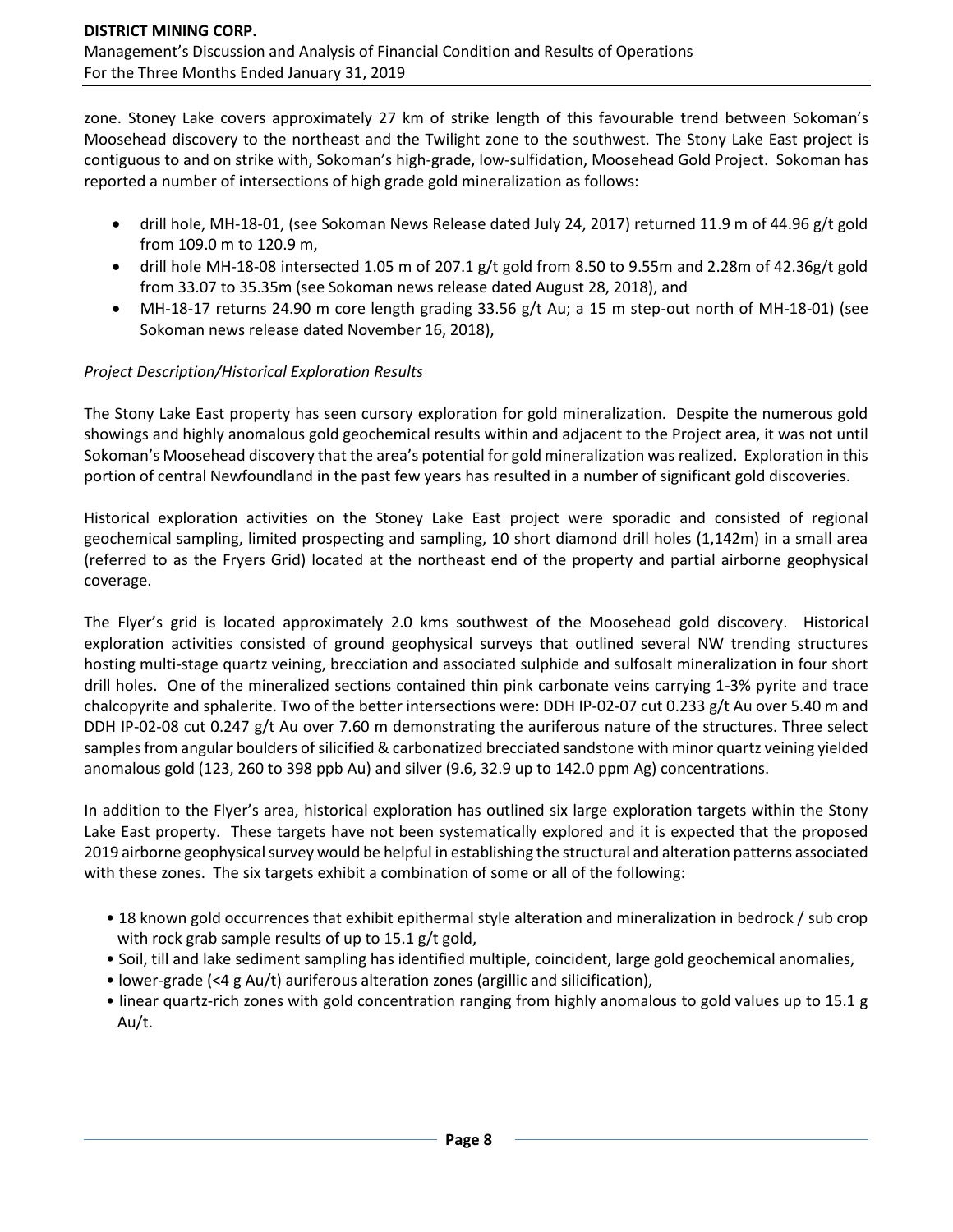zone. Stoney Lake covers approximately 27 km of strike length of this favourable trend between Sokoman's Moosehead discovery to the northeast and the Twilight zone to the southwest. The Stony Lake East project is contiguous to and on strike with, Sokoman's high-grade, low-sulfidation, Moosehead Gold Project. Sokoman has reported a number of intersections of high grade gold mineralization as follows:

- drill hole, MH-18-01, (see Sokoman News Release dated July 24, 2017) returned 11.9 m of 44.96 g/t gold from 109.0 m to 120.9 m,
- drill hole MH-18-08 intersected 1.05 m of 207.1 g/t gold from 8.50 to 9.55m and 2.28m of 42.36g/t gold from 33.07 to 35.35m (see Sokoman news release dated August 28, 2018), and
- MH-18-17 returns 24.90 m core length grading 33.56 g/t Au; a 15 m step-out north of MH-18-01) (see Sokoman news release dated November 16, 2018),

*Project Description/Historical Exploration Results*

The Stony Lake East property has seen cursory exploration for gold mineralization. Despite the numerous gold showings and highly anomalous gold geochemical results within and adjacent to the Project area, it was not until Sokoman's Moosehead discovery that the area's potential for gold mineralization was realized. Exploration in this portion of central Newfoundland in the past few years has resulted in a number of significant gold discoveries.

Historical exploration activities on the Stoney Lake East project were sporadic and consisted of regional geochemical sampling, limited prospecting and sampling, 10 short diamond drill holes (1,142m) in a small area (referred to as the Fryers Grid) located at the northeast end of the property and partial airborne geophysical coverage.

The Flyer's grid is located approximately 2.0 kms southwest of the Moosehead gold discovery. Historical exploration activities consisted of ground geophysical surveys that outlined several NW trending structures hosting multi-stage quartz veining, brecciation and associated sulphide and sulfosalt mineralization in four short drill holes. One of the mineralized sections contained thin pink carbonate veins carrying 1-3% pyrite and trace chalcopyrite and sphalerite. Two of the better intersections were: DDH IP-02-07 cut 0.233 g/t Au over 5.40 m and DDH IP-02-08 cut 0.247 g/t Au over 7.60 m demonstrating the auriferous nature of the structures. Three select samples from angular boulders of silicified & carbonatized brecciated sandstone with minor quartz veining yielded anomalous gold (123, 260 to 398 ppb Au) and silver (9.6, 32.9 up to 142.0 ppm Ag) concentrations.

In addition to the Flyer's area, historical exploration has outlined six large exploration targets within the Stony Lake East property. These targets have not been systematically explored and it is expected that the proposed 2019 airborne geophysical survey would be helpful in establishing the structural and alteration patterns associated with these zones. The six targets exhibit a combination of some or all of the following:

- 18 known gold occurrences that exhibit epithermal style alteration and mineralization in bedrock / sub crop with rock grab sample results of up to 15.1 g/t gold,
- Soil, till and lake sediment sampling has identified multiple, coincident, large gold geochemical anomalies,
- lower-grade (<4 g Au/t) auriferous alteration zones (argillic and silicification),
- linear quartz-rich zones with gold concentration ranging from highly anomalous to gold values up to 15.1 g Au/t.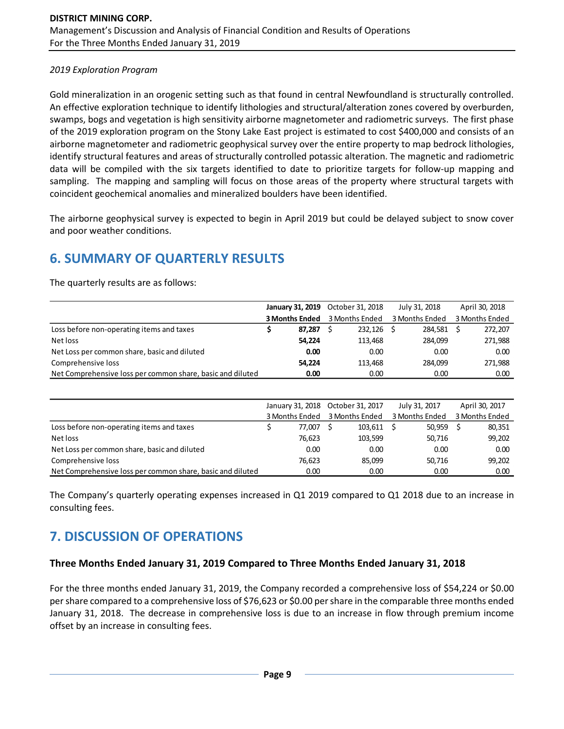*2019 Exploration Program*

Gold mineralization in an orogenic setting such as that found in central Newfoundland is structurally controlled. An effective exploration technique to identify lithologies and structural/alteration zones covered by overburden, swamps, bogs and vegetation is high sensitivity airborne magnetometer and radiometric surveys. The first phase of the 2019 exploration program on the Stony Lake East project is estimated to cost $400,000 and consists of an airborne magnetometer and radiometric geophysical survey over the entire property to map bedrock lithologies, identify structural features and areas of structurally controlled potassic alteration. The magnetic and radiometric data will be compiled with the six targets identified to date to prioritize targets for follow-up mapping and sampling. The mapping and sampling will focus on those areas of the property where structural targets with coincident geochemical anomalies and mineralized boulders have been identified.

The airborne geophysical survey is expected to begin in April 2019 but could be delayed subject to snow cover and poor weather conditions.

## 6. SUMMARY OF QUARTERLY RESULTS

The quarterly results are as follows:

| | **January 31, 2019** | October 31, 2018 | July 31, 2018 | April 30, 2018 |
|---|---|---|---|---|
| | **3 Months Ended** | 3 Months Ended | 3 Months Ended | 3 Months Ended |
| Loss before non-operating items and taxes | **$ 87,287** | $ 232,126 | $ 284,581 | $ 272,207 |
| Net loss | **54,224** | 113,468 | 284,099 | 271,988 |
| Net Loss per common share, basic and diluted | **0.00** | 0.00 | 0.00 | 0.00 |
| Comprehensive loss | **54,224** | 113,468 | 284,099 | 271,988 |
| Net Comprehensive loss per common share, basic and diluted | **0.00** | 0.00 | 0.00 | 0.00 |

| | January 31, 2018 | October 31, 2017 | July 31, 2017 | April 30, 2017 |
|---|---|---|---|---|
| | 3 Months Ended | 3 Months Ended | 3 Months Ended | 3 Months Ended |
| Loss before non-operating items and taxes | $ 77,007 | $ 103,611 | $ 50,959 | $ 80,351 |
| Net loss | 76,623 | 103,599 | 50,716 | 99,202 |
| Net Loss per common share, basic and diluted | 0.00 | 0.00 | 0.00 | 0.00 |
| Comprehensive loss | 76,623 | 85,099 | 50,716 | 99,202 |
| Net Comprehensive loss per common share, basic and diluted | 0.00 | 0.00 | 0.00 | 0.00 |

The Company's quarterly operating expenses increased in Q1 2019 compared to Q1 2018 due to an increase in consulting fees.

## 7. DISCUSSION OF OPERATIONS

### Three Months Ended January 31, 2019 Compared to Three Months Ended January 31, 2018

For the three months ended January 31, 2019, the Company recorded a comprehensive loss of $54,224 or $0.00 per share compared to a comprehensive loss of $76,623 or $0.00 per share in the comparable three months ended January 31, 2018. The decrease in comprehensive loss is due to an increase in flow through premium income offset by an increase in consulting fees.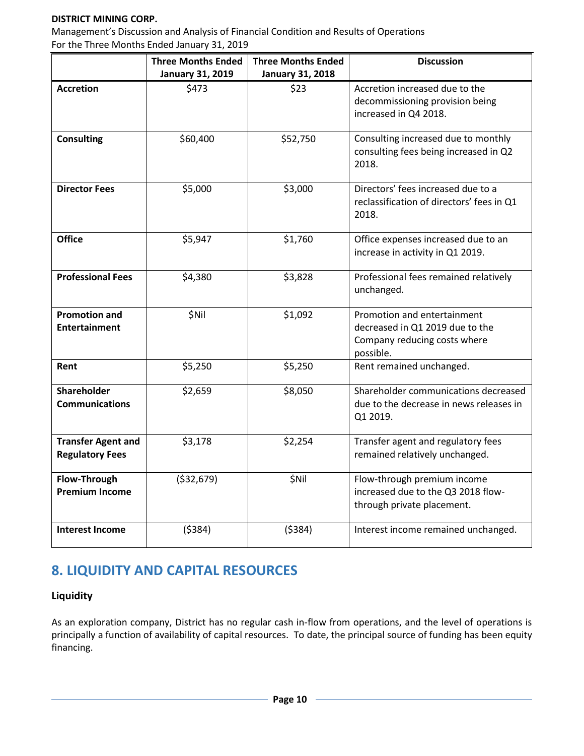| | Three Months Ended January 31, 2019 | Three Months Ended January 31, 2018 | Discussion |
|---|---|---|---|
| **Accretion** | $473 | $23 | Accretion increased due to the decommissioning provision being increased in Q4 2018. |
| **Consulting** | $60,400 | $52,750 | Consulting increased due to monthly consulting fees being increased in Q2 2018. |
| **Director Fees** | $5,000 | $3,000 | Directors' fees increased due to a reclassification of directors' fees in Q1 2018. |
| **Office** | $5,947 | $1,760 | Office expenses increased due to an increase in activity in Q1 2019. |
| **Professional Fees** | $4,380 | $3,828 | Professional fees remained relatively unchanged. |
| **Promotion and Entertainment** | $Nil | $1,092 | Promotion and entertainment decreased in Q1 2019 due to the Company reducing costs where possible. |
| **Rent** | $5,250 | $5,250 | Rent remained unchanged. |
| **Shareholder Communications** | $2,659 | $8,050 | Shareholder communications decreased due to the decrease in news releases in Q1 2019. |
| **Transfer Agent and Regulatory Fees** | $3,178 | $2,254 | Transfer agent and regulatory fees remained relatively unchanged. |
| **Flow-Through Premium Income** | ($32,679) | $Nil | Flow-through premium income increased due to the Q3 2018 flow-through private placement. |
| **Interest Income** | ($384) | ($384) | Interest income remained unchanged. |

## 8. LIQUIDITY AND CAPITAL RESOURCES

### Liquidity

As an exploration company, District has no regular cash in-flow from operations, and the level of operations is principally a function of availability of capital resources. To date, the principal source of funding has been equity financing.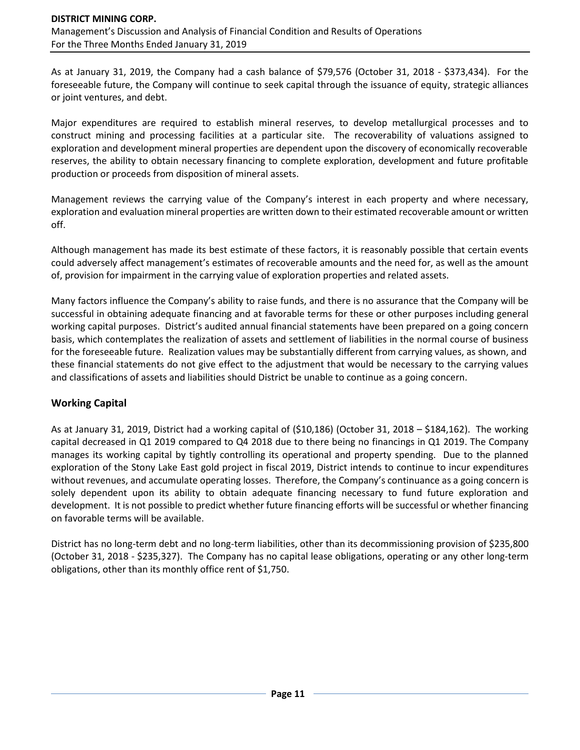As at January 31, 2019, the Company had a cash balance of $79,576 (October 31, 2018 - $373,434). For the foreseeable future, the Company will continue to seek capital through the issuance of equity, strategic alliances or joint ventures, and debt.

Major expenditures are required to establish mineral reserves, to develop metallurgical processes and to construct mining and processing facilities at a particular site. The recoverability of valuations assigned to exploration and development mineral properties are dependent upon the discovery of economically recoverable reserves, the ability to obtain necessary financing to complete exploration, development and future profitable production or proceeds from disposition of mineral assets.

Management reviews the carrying value of the Company's interest in each property and where necessary, exploration and evaluation mineral properties are written down to their estimated recoverable amount or written off.

Although management has made its best estimate of these factors, it is reasonably possible that certain events could adversely affect management's estimates of recoverable amounts and the need for, as well as the amount of, provision for impairment in the carrying value of exploration properties and related assets.

Many factors influence the Company's ability to raise funds, and there is no assurance that the Company will be successful in obtaining adequate financing and at favorable terms for these or other purposes including general working capital purposes. District's audited annual financial statements have been prepared on a going concern basis, which contemplates the realization of assets and settlement of liabilities in the normal course of business for the foreseeable future. Realization values may be substantially different from carrying values, as shown, and these financial statements do not give effect to the adjustment that would be necessary to the carrying values and classifications of assets and liabilities should District be unable to continue as a going concern.

## Working Capital

As at January 31, 2019, District had a working capital of ($10,186) (October 31, 2018 – $184,162). The working capital decreased in Q1 2019 compared to Q4 2018 due to there being no financings in Q1 2019. The Company manages its working capital by tightly controlling its operational and property spending. Due to the planned exploration of the Stony Lake East gold project in fiscal 2019, District intends to continue to incur expenditures without revenues, and accumulate operating losses. Therefore, the Company's continuance as a going concern is solely dependent upon its ability to obtain adequate financing necessary to fund future exploration and development. It is not possible to predict whether future financing efforts will be successful or whether financing on favorable terms will be available.

District has no long-term debt and no long-term liabilities, other than its decommissioning provision of $235,800 (October 31, 2018 - $235,327). The Company has no capital lease obligations, operating or any other long-term obligations, other than its monthly office rent of $1,750.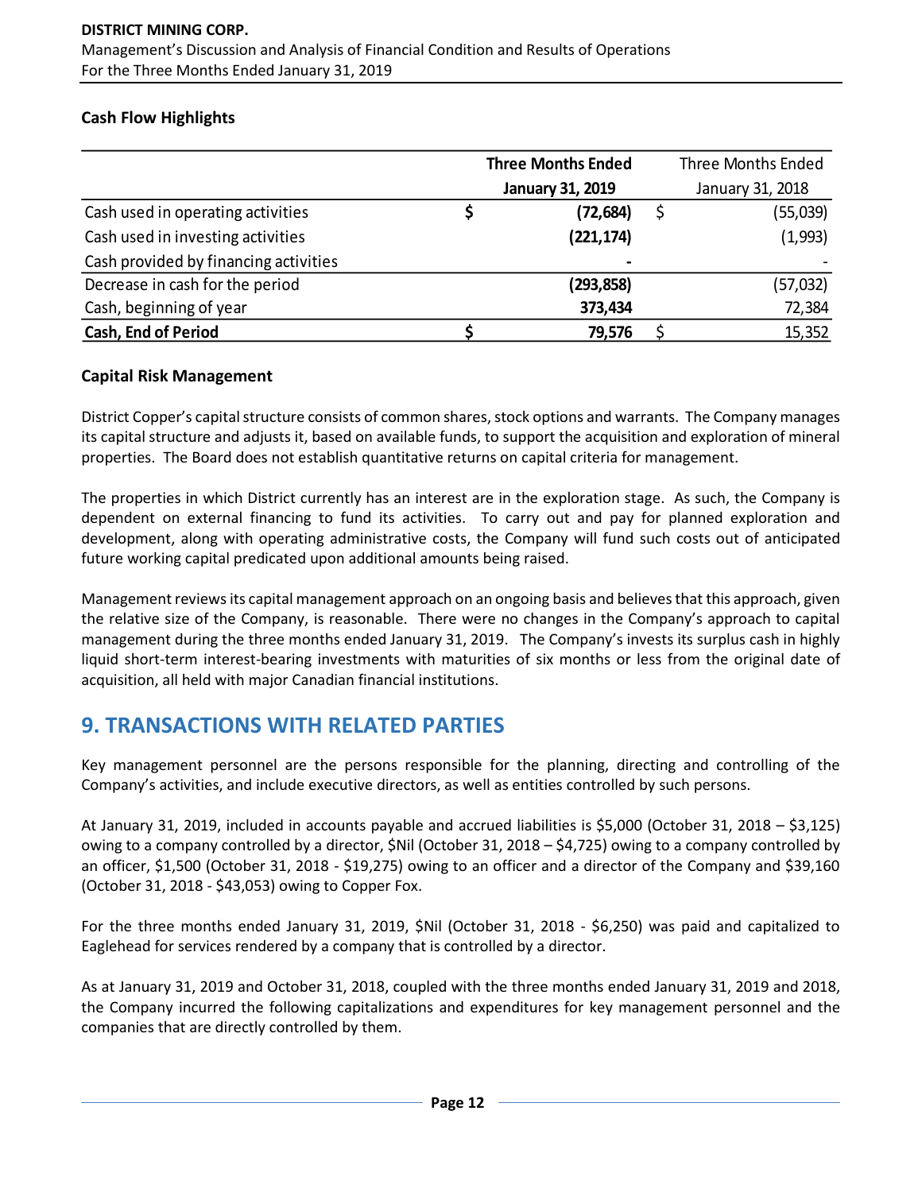### Cash Flow Highlights

| | Three Months Ended January 31, 2019 | Three Months Ended January 31, 2018 |
|---|---|---|
| Cash used in operating activities | $ **(72,684)** | $ (55,039) |
| Cash used in investing activities | **(221,174)** | (1,993) |
| Cash provided by financing activities | **-** | - |
| Decrease in cash for the period | **(293,858)** | (57,032) |
| Cash, beginning of year | **373,434** | 72,384 |
| **Cash, End of Period** | $ **79,576** | $ 15,352 |

### Capital Risk Management

District Copper's capital structure consists of common shares, stock options and warrants. The Company manages its capital structure and adjusts it, based on available funds, to support the acquisition and exploration of mineral properties. The Board does not establish quantitative returns on capital criteria for management.

The properties in which District currently has an interest are in the exploration stage. As such, the Company is dependent on external financing to fund its activities. To carry out and pay for planned exploration and development, along with operating administrative costs, the Company will fund such costs out of anticipated future working capital predicated upon additional amounts being raised.

Management reviews its capital management approach on an ongoing basis and believes that this approach, given the relative size of the Company, is reasonable. There were no changes in the Company's approach to capital management during the three months ended January 31, 2019. The Company's invests its surplus cash in highly liquid short-term interest-bearing investments with maturities of six months or less from the original date of acquisition, all held with major Canadian financial institutions.

## 9. TRANSACTIONS WITH RELATED PARTIES

Key management personnel are the persons responsible for the planning, directing and controlling of the Company's activities, and include executive directors, as well as entities controlled by such persons.

At January 31, 2019, included in accounts payable and accrued liabilities is $5,000 (October 31, 2018 – $3,125) owing to a company controlled by a director, $Nil (October 31, 2018 – $4,725) owing to a company controlled by an officer, $1,500 (October 31, 2018 - $19,275) owing to an officer and a director of the Company and $39,160 (October 31, 2018 - $43,053) owing to Copper Fox.

For the three months ended January 31, 2019, $Nil (October 31, 2018 - $6,250) was paid and capitalized to Eaglehead for services rendered by a company that is controlled by a director.

As at January 31, 2019 and October 31, 2018, coupled with the three months ended January 31, 2019 and 2018, the Company incurred the following capitalizations and expenditures for key management personnel and the companies that are directly controlled by them.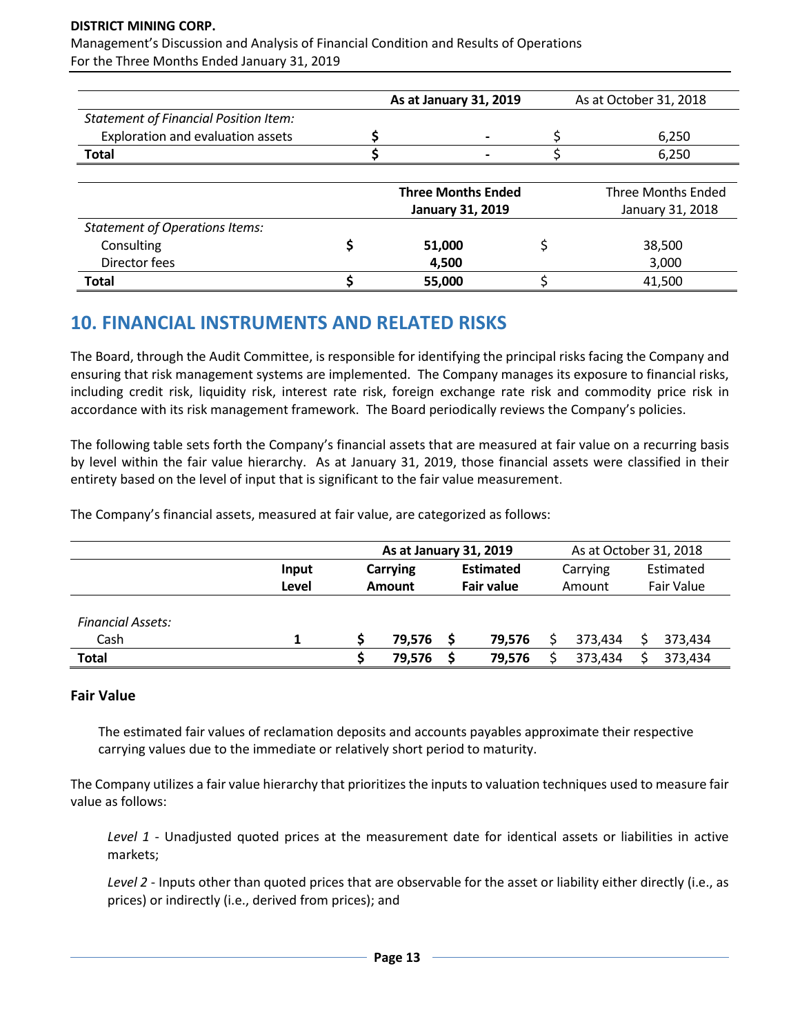| | As at January 31, 2019 | | As at October 31, 2018 |
|---|---|---|---|
| *Statement of Financial Position Item:* | | | |
| Exploration and evaluation assets | $ | - | $ 6,250 |
| **Total** | **$** | **-** | $ 6,250 |

| | Three Months Ended January 31, 2019 | Three Months Ended January 31, 2018 |
|---|---|---|
| *Statement of Operations Items:* | | |
| Consulting | **$ 51,000** | $ 38,500 |
| Director fees | **4,500** | 3,000 |
| **Total** | **$ 55,000** | $ 41,500 |

## 10. FINANCIAL INSTRUMENTS AND RELATED RISKS

The Board, through the Audit Committee, is responsible for identifying the principal risks facing the Company and ensuring that risk management systems are implemented. The Company manages its exposure to financial risks, including credit risk, liquidity risk, interest rate risk, foreign exchange rate risk and commodity price risk in accordance with its risk management framework. The Board periodically reviews the Company's policies.

The following table sets forth the Company's financial assets that are measured at fair value on a recurring basis by level within the fair value hierarchy. As at January 31, 2019, those financial assets were classified in their entirety based on the level of input that is significant to the fair value measurement.

The Company's financial assets, measured at fair value, are categorized as follows:

| | | As at January 31, 2019 | | As at October 31, 2018 | |
|---|---|---|---|---|---|
| | **Input Level** | **Carrying Amount** | **Estimated Fair value** | Carrying Amount | Estimated Fair Value |
| *Financial Assets:* | | | | | |
| Cash | **1** | **$ 79,576** | **$ 79,576** | $ 373,434 | $ 373,434 |
| **Total** | | **$ 79,576** | **$ 79,576** | $ 373,434 | $ 373,434 |

### Fair Value

The estimated fair values of reclamation deposits and accounts payables approximate their respective carrying values due to the immediate or relatively short period to maturity.

The Company utilizes a fair value hierarchy that prioritizes the inputs to valuation techniques used to measure fair value as follows:

*Level 1* - Unadjusted quoted prices at the measurement date for identical assets or liabilities in active markets;

*Level 2* - Inputs other than quoted prices that are observable for the asset or liability either directly (i.e., as prices) or indirectly (i.e., derived from prices); and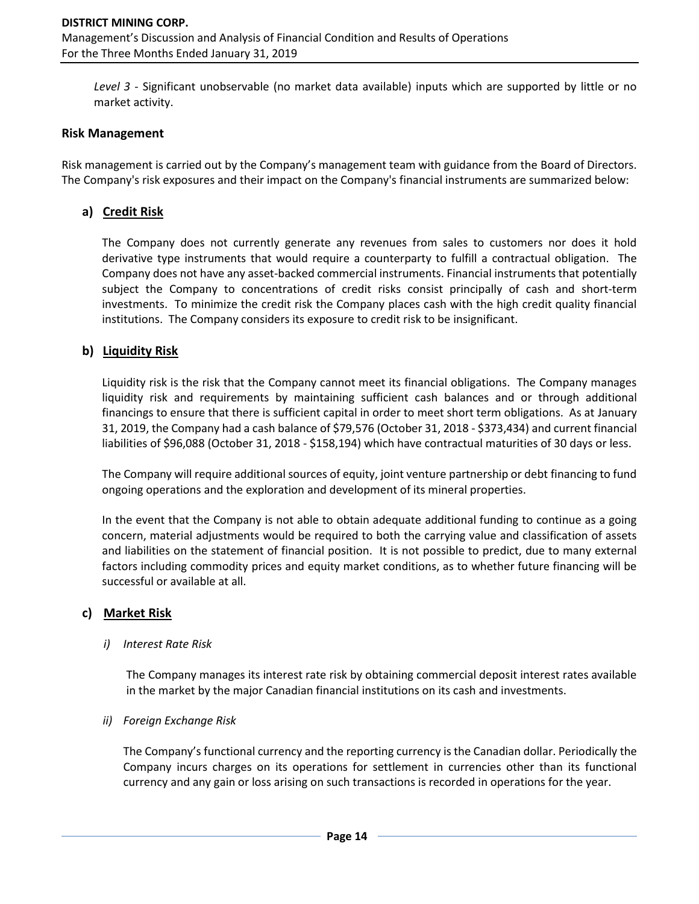*Level 3* - Significant unobservable (no market data available) inputs which are supported by little or no market activity.

## Risk Management

Risk management is carried out by the Company's management team with guidance from the Board of Directors. The Company's risk exposures and their impact on the Company's financial instruments are summarized below:

### a) Credit Risk

The Company does not currently generate any revenues from sales to customers nor does it hold derivative type instruments that would require a counterparty to fulfill a contractual obligation. The Company does not have any asset-backed commercial instruments. Financial instruments that potentially subject the Company to concentrations of credit risks consist principally of cash and short-term investments. To minimize the credit risk the Company places cash with the high credit quality financial institutions. The Company considers its exposure to credit risk to be insignificant.

### b) Liquidity Risk

Liquidity risk is the risk that the Company cannot meet its financial obligations. The Company manages liquidity risk and requirements by maintaining sufficient cash balances and or through additional financings to ensure that there is sufficient capital in order to meet short term obligations. As at January 31, 2019, the Company had a cash balance of $79,576 (October 31, 2018 - $373,434) and current financial liabilities of $96,088 (October 31, 2018 - $158,194) which have contractual maturities of 30 days or less.

The Company will require additional sources of equity, joint venture partnership or debt financing to fund ongoing operations and the exploration and development of its mineral properties.

In the event that the Company is not able to obtain adequate additional funding to continue as a going concern, material adjustments would be required to both the carrying value and classification of assets and liabilities on the statement of financial position. It is not possible to predict, due to many external factors including commodity prices and equity market conditions, as to whether future financing will be successful or available at all.

### c) Market Risk

*i) Interest Rate Risk*

The Company manages its interest rate risk by obtaining commercial deposit interest rates available in the market by the major Canadian financial institutions on its cash and investments.

*ii) Foreign Exchange Risk*

The Company's functional currency and the reporting currency is the Canadian dollar. Periodically the Company incurs charges on its operations for settlement in currencies other than its functional currency and any gain or loss arising on such transactions is recorded in operations for the year.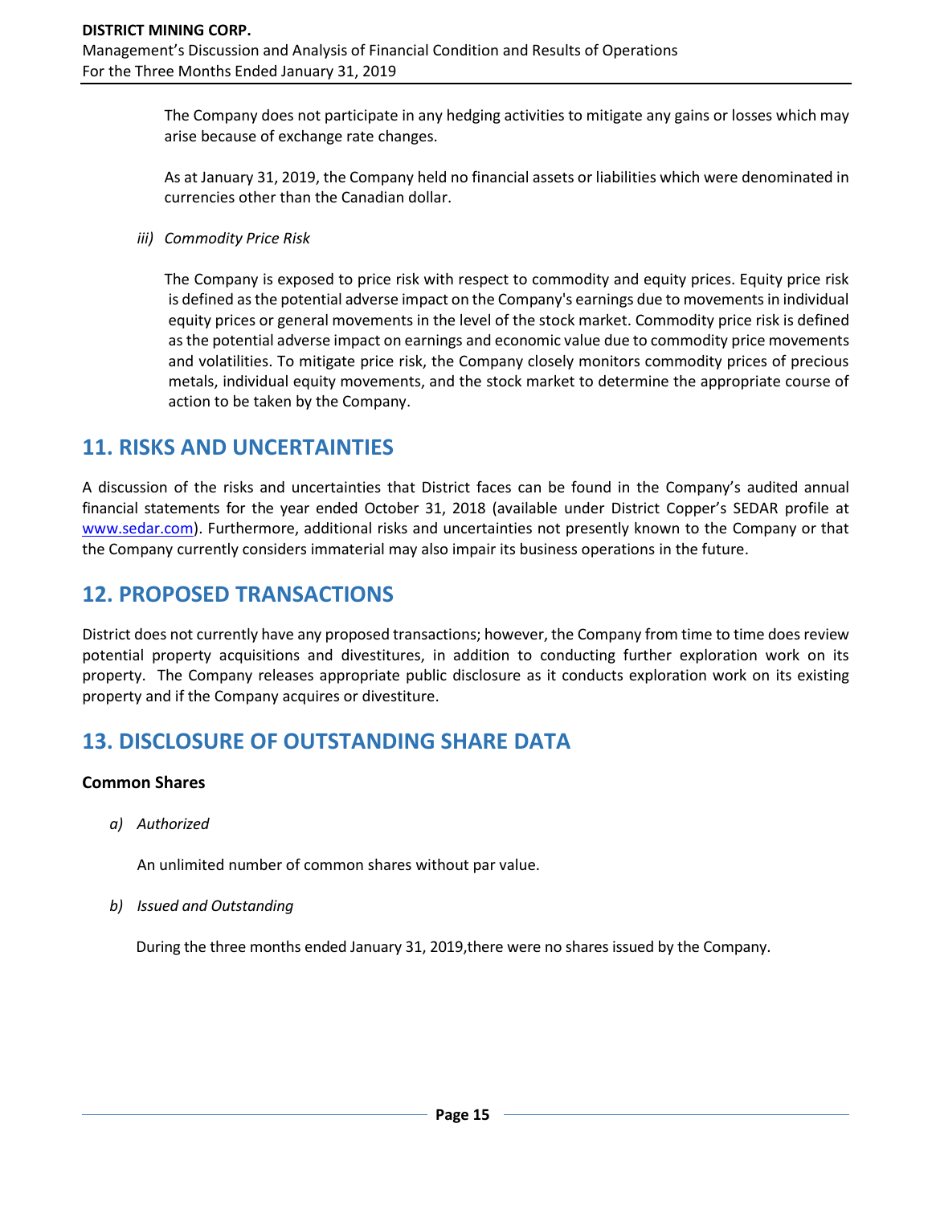The Company does not participate in any hedging activities to mitigate any gains or losses which may arise because of exchange rate changes.

As at January 31, 2019, the Company held no financial assets or liabilities which were denominated in currencies other than the Canadian dollar.

*iii) Commodity Price Risk*

The Company is exposed to price risk with respect to commodity and equity prices. Equity price risk is defined as the potential adverse impact on the Company's earnings due to movements in individual equity prices or general movements in the level of the stock market. Commodity price risk is defined as the potential adverse impact on earnings and economic value due to commodity price movements and volatilities. To mitigate price risk, the Company closely monitors commodity prices of precious metals, individual equity movements, and the stock market to determine the appropriate course of action to be taken by the Company.

## 11. RISKS AND UNCERTAINTIES

A discussion of the risks and uncertainties that District faces can be found in the Company's audited annual financial statements for the year ended October 31, 2018 (available under District Copper's SEDAR profile at www.sedar.com). Furthermore, additional risks and uncertainties not presently known to the Company or that the Company currently considers immaterial may also impair its business operations in the future.

## 12. PROPOSED TRANSACTIONS

District does not currently have any proposed transactions; however, the Company from time to time does review potential property acquisitions and divestitures, in addition to conducting further exploration work on its property. The Company releases appropriate public disclosure as it conducts exploration work on its existing property and if the Company acquires or divestiture.

## 13. DISCLOSURE OF OUTSTANDING SHARE DATA

### Common Shares

*a) Authorized*

An unlimited number of common shares without par value.

*b) Issued and Outstanding*

During the three months ended January 31, 2019,there were no shares issued by the Company.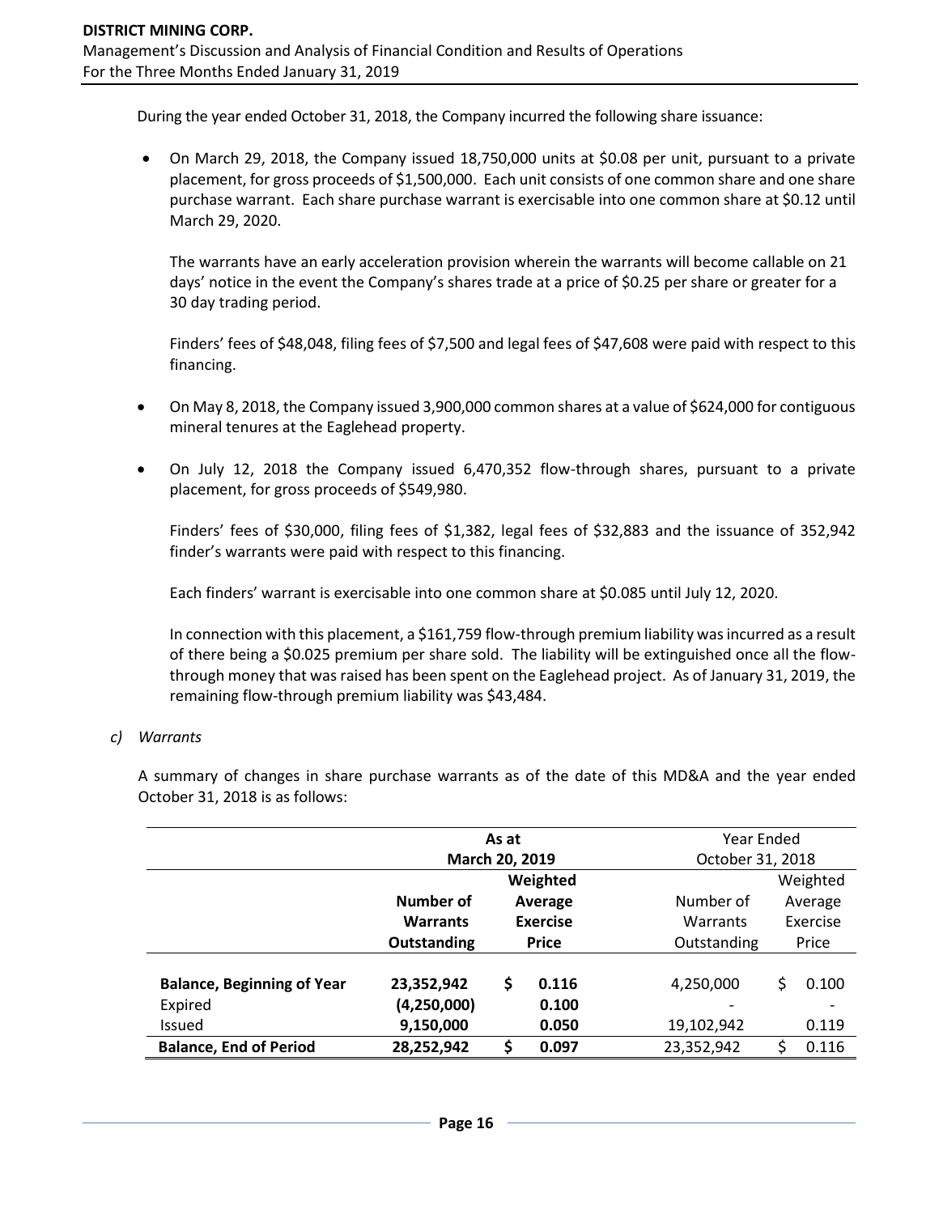During the year ended October 31, 2018, the Company incurred the following share issuance:

- On March 29, 2018, the Company issued 18,750,000 units at $0.08 per unit, pursuant to a private placement, for gross proceeds of $1,500,000. Each unit consists of one common share and one share purchase warrant. Each share purchase warrant is exercisable into one common share at $0.12 until March 29, 2020.

  The warrants have an early acceleration provision wherein the warrants will become callable on 21 days' notice in the event the Company's shares trade at a price of $0.25 per share or greater for a 30 day trading period.

  Finders' fees of $48,048, filing fees of $7,500 and legal fees of $47,608 were paid with respect to this financing.

- On May 8, 2018, the Company issued 3,900,000 common shares at a value of $624,000 for contiguous mineral tenures at the Eaglehead property.

- On July 12, 2018 the Company issued 6,470,352 flow-through shares, pursuant to a private placement, for gross proceeds of $549,980.

  Finders' fees of $30,000, filing fees of $1,382, legal fees of $32,883 and the issuance of 352,942 finder's warrants were paid with respect to this financing.

  Each finders' warrant is exercisable into one common share at $0.085 until July 12, 2020.

  In connection with this placement, a $161,759 flow-through premium liability was incurred as a result of there being a $0.025 premium per share sold. The liability will be extinguished once all the flow-through money that was raised has been spent on the Eaglehead project. As of January 31, 2019, the remaining flow-through premium liability was $43,484.

*c) Warrants*

A summary of changes in share purchase warrants as of the date of this MD&A and the year ended October 31, 2018 is as follows:

| | **As at March 20, 2019** | | Year Ended October 31, 2018 | |
|---|---|---|---|---|
| | **Number of Warrants Outstanding** | **Weighted Average Exercise Price** | Number of Warrants Outstanding | Weighted Average Exercise Price |
| **Balance, Beginning of Year** | **23,352,942** | **$ 0.116** | 4,250,000 | $ 0.100 |
| Expired | **(4,250,000)** | **0.100** | - | - |
| Issued | **9,150,000** | **0.050** | 19,102,942 | 0.119 |
| **Balance, End of Period** | **28,252,942** | **$ 0.097** | 23,352,942 | $ 0.116 |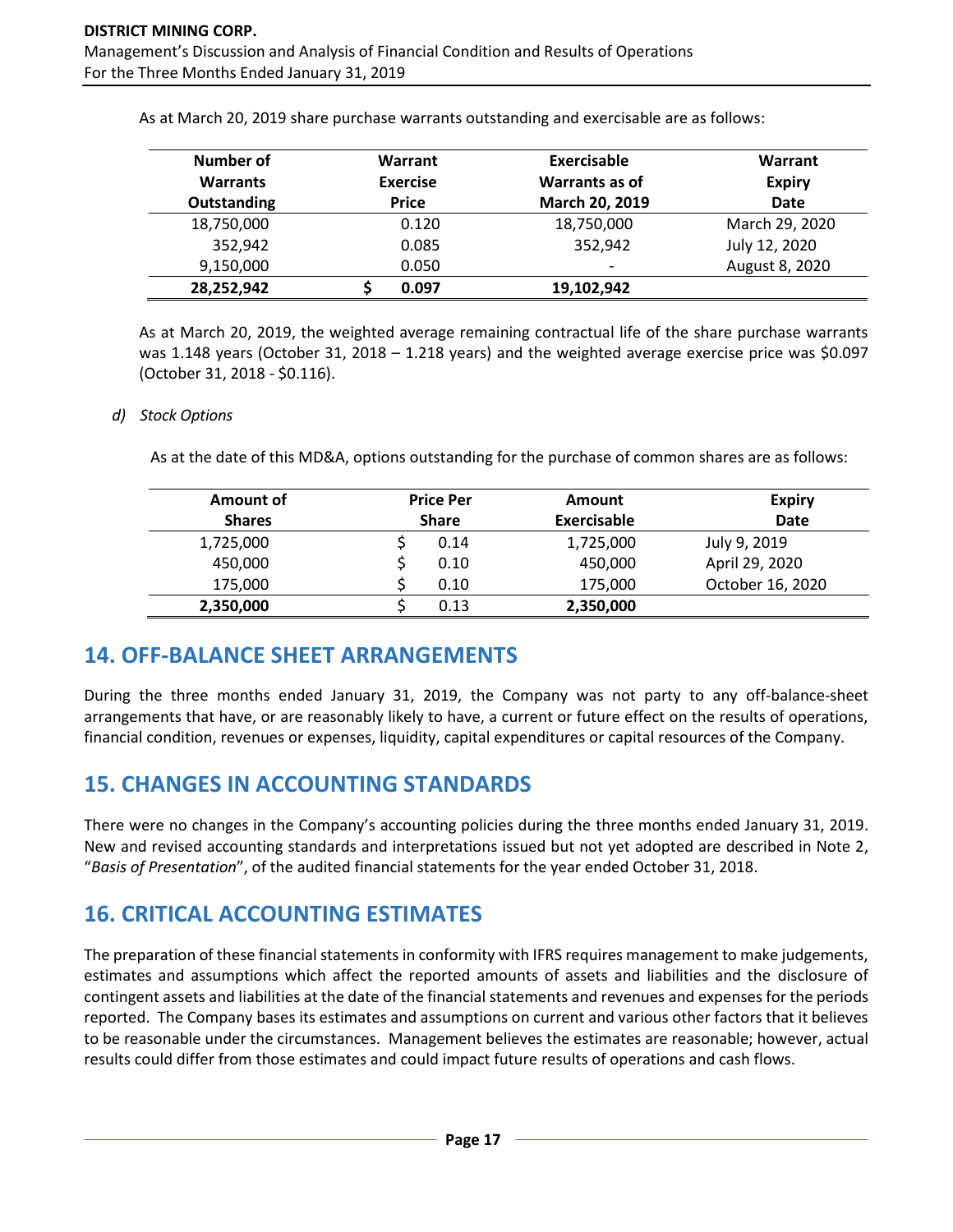As at March 20, 2019 share purchase warrants outstanding and exercisable are as follows:

| Number of Warrants Outstanding | Warrant Exercise Price | Exercisable Warrants as of March 20, 2019 | Warrant Expiry Date |
|---|---|---|---|
| 18,750,000 | 0.120 | 18,750,000 | March 29, 2020 |
| 352,942 | 0.085 | 352,942 | July 12, 2020 |
| 9,150,000 | 0.050 | - | August 8, 2020 |
| **28,252,942** | **$ 0.097** | **19,102,942** | |

As at March 20, 2019, the weighted average remaining contractual life of the share purchase warrants was 1.148 years (October 31, 2018 – 1.218 years) and the weighted average exercise price was $0.097 (October 31, 2018 - $0.116).

*d) Stock Options*

As at the date of this MD&A, options outstanding for the purchase of common shares are as follows:

| Amount of Shares | Price Per Share | Amount Exercisable | Expiry Date |
|---|---|---|---|
| 1,725,000 | $ 0.14 | 1,725,000 | July 9, 2019 |
| 450,000 | $ 0.10 | 450,000 | April 29, 2020 |
| 175,000 | $ 0.10 | 175,000 | October 16, 2020 |
| **2,350,000** | $ 0.13 | **2,350,000** | |

## 14. OFF-BALANCE SHEET ARRANGEMENTS

During the three months ended January 31, 2019, the Company was not party to any off-balance-sheet arrangements that have, or are reasonably likely to have, a current or future effect on the results of operations, financial condition, revenues or expenses, liquidity, capital expenditures or capital resources of the Company.

## 15. CHANGES IN ACCOUNTING STANDARDS

There were no changes in the Company's accounting policies during the three months ended January 31, 2019. New and revised accounting standards and interpretations issued but not yet adopted are described in Note 2, "*Basis of Presentation*", of the audited financial statements for the year ended October 31, 2018.

## 16. CRITICAL ACCOUNTING ESTIMATES

The preparation of these financial statements in conformity with IFRS requires management to make judgements, estimates and assumptions which affect the reported amounts of assets and liabilities and the disclosure of contingent assets and liabilities at the date of the financial statements and revenues and expenses for the periods reported. The Company bases its estimates and assumptions on current and various other factors that it believes to be reasonable under the circumstances. Management believes the estimates are reasonable; however, actual results could differ from those estimates and could impact future results of operations and cash flows.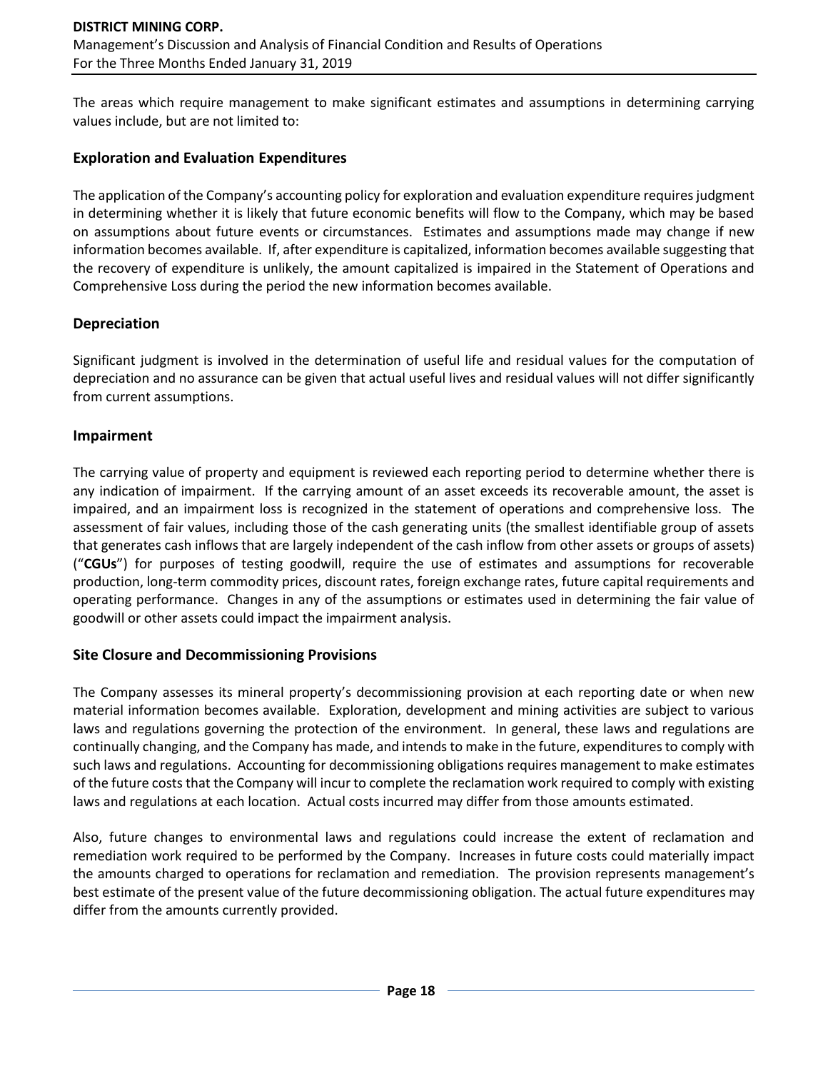The areas which require management to make significant estimates and assumptions in determining carrying values include, but are not limited to:

### Exploration and Evaluation Expenditures

The application of the Company's accounting policy for exploration and evaluation expenditure requires judgment in determining whether it is likely that future economic benefits will flow to the Company, which may be based on assumptions about future events or circumstances. Estimates and assumptions made may change if new information becomes available. If, after expenditure is capitalized, information becomes available suggesting that the recovery of expenditure is unlikely, the amount capitalized is impaired in the Statement of Operations and Comprehensive Loss during the period the new information becomes available.

### Depreciation

Significant judgment is involved in the determination of useful life and residual values for the computation of depreciation and no assurance can be given that actual useful lives and residual values will not differ significantly from current assumptions.

### Impairment

The carrying value of property and equipment is reviewed each reporting period to determine whether there is any indication of impairment. If the carrying amount of an asset exceeds its recoverable amount, the asset is impaired, and an impairment loss is recognized in the statement of operations and comprehensive loss. The assessment of fair values, including those of the cash generating units (the smallest identifiable group of assets that generates cash inflows that are largely independent of the cash inflow from other assets or groups of assets) ("**CGUs**") for purposes of testing goodwill, require the use of estimates and assumptions for recoverable production, long-term commodity prices, discount rates, foreign exchange rates, future capital requirements and operating performance. Changes in any of the assumptions or estimates used in determining the fair value of goodwill or other assets could impact the impairment analysis.

### Site Closure and Decommissioning Provisions

The Company assesses its mineral property's decommissioning provision at each reporting date or when new material information becomes available. Exploration, development and mining activities are subject to various laws and regulations governing the protection of the environment. In general, these laws and regulations are continually changing, and the Company has made, and intends to make in the future, expenditures to comply with such laws and regulations. Accounting for decommissioning obligations requires management to make estimates of the future costs that the Company will incur to complete the reclamation work required to comply with existing laws and regulations at each location. Actual costs incurred may differ from those amounts estimated.

Also, future changes to environmental laws and regulations could increase the extent of reclamation and remediation work required to be performed by the Company. Increases in future costs could materially impact the amounts charged to operations for reclamation and remediation. The provision represents management's best estimate of the present value of the future decommissioning obligation. The actual future expenditures may differ from the amounts currently provided.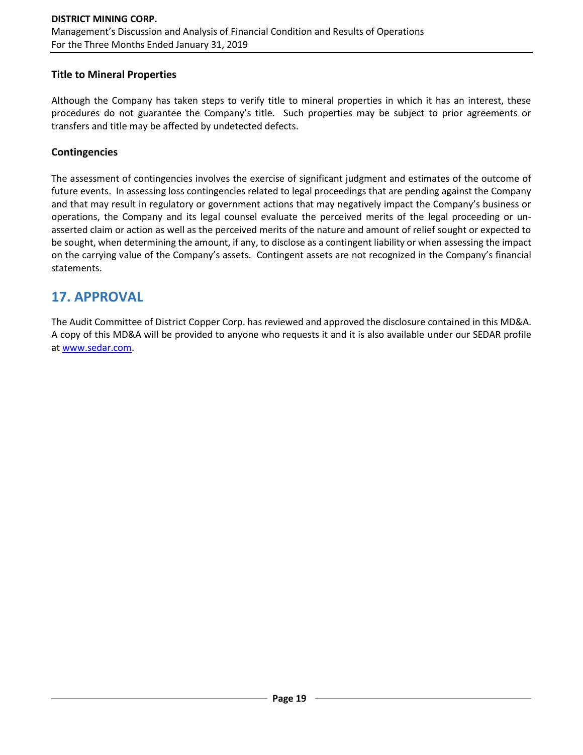### Title to Mineral Properties

Although the Company has taken steps to verify title to mineral properties in which it has an interest, these procedures do not guarantee the Company's title. Such properties may be subject to prior agreements or transfers and title may be affected by undetected defects.

### Contingencies

The assessment of contingencies involves the exercise of significant judgment and estimates of the outcome of future events. In assessing loss contingencies related to legal proceedings that are pending against the Company and that may result in regulatory or government actions that may negatively impact the Company's business or operations, the Company and its legal counsel evaluate the perceived merits of the legal proceeding or un-asserted claim or action as well as the perceived merits of the nature and amount of relief sought or expected to be sought, when determining the amount, if any, to disclose as a contingent liability or when assessing the impact on the carrying value of the Company's assets. Contingent assets are not recognized in the Company's financial statements.

## 17. APPROVAL

The Audit Committee of District Copper Corp. has reviewed and approved the disclosure contained in this MD&A. A copy of this MD&A will be provided to anyone who requests it and it is also available under our SEDAR profile at www.sedar.com.